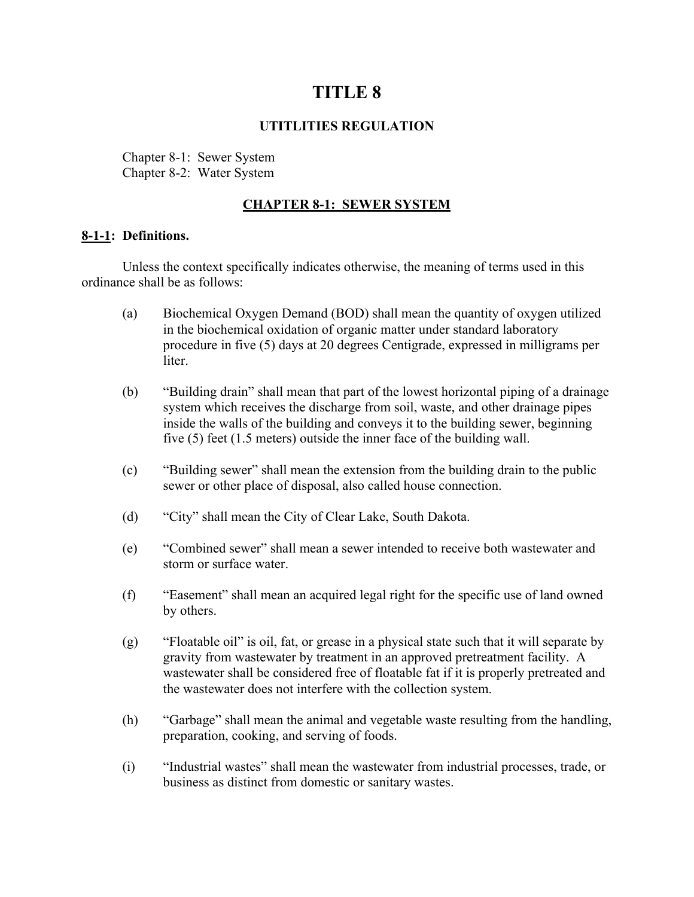# TITLE 8

## UTITLIES REGULATION

Chapter 8-1: Sewer System
Chapter 8-2: Water System

## CHAPTER 8-1: SEWER SYSTEM

### 8-1-1: Definitions.

Unless the context specifically indicates otherwise, the meaning of terms used in this ordinance shall be as follows:

(a) Biochemical Oxygen Demand (BOD) shall mean the quantity of oxygen utilized in the biochemical oxidation of organic matter under standard laboratory procedure in five (5) days at 20 degrees Centigrade, expressed in milligrams per liter.

(b) "Building drain" shall mean that part of the lowest horizontal piping of a drainage system which receives the discharge from soil, waste, and other drainage pipes inside the walls of the building and conveys it to the building sewer, beginning five (5) feet (1.5 meters) outside the inner face of the building wall.

(c) "Building sewer" shall mean the extension from the building drain to the public sewer or other place of disposal, also called house connection.

(d) "City" shall mean the City of Clear Lake, South Dakota.

(e) "Combined sewer" shall mean a sewer intended to receive both wastewater and storm or surface water.

(f) "Easement" shall mean an acquired legal right for the specific use of land owned by others.

(g) "Floatable oil" is oil, fat, or grease in a physical state such that it will separate by gravity from wastewater by treatment in an approved pretreatment facility. A wastewater shall be considered free of floatable fat if it is properly pretreated and the wastewater does not interfere with the collection system.

(h) "Garbage" shall mean the animal and vegetable waste resulting from the handling, preparation, cooking, and serving of foods.

(i) "Industrial wastes" shall mean the wastewater from industrial processes, trade, or business as distinct from domestic or sanitary wastes.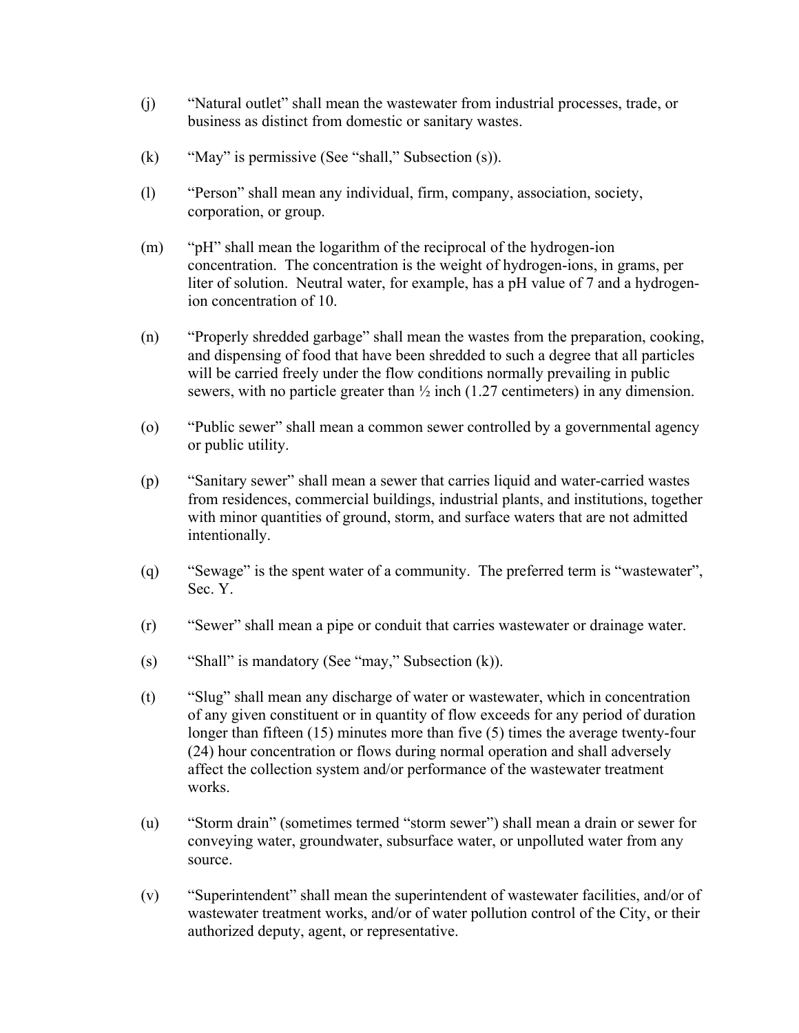(j) "Natural outlet" shall mean the wastewater from industrial processes, trade, or business as distinct from domestic or sanitary wastes.

(k) "May" is permissive (See "shall," Subsection (s)).

(l) "Person" shall mean any individual, firm, company, association, society, corporation, or group.

(m) "pH" shall mean the logarithm of the reciprocal of the hydrogen-ion concentration. The concentration is the weight of hydrogen-ions, in grams, per liter of solution. Neutral water, for example, has a pH value of 7 and a hydrogen-ion concentration of 10.

(n) "Properly shredded garbage" shall mean the wastes from the preparation, cooking, and dispensing of food that have been shredded to such a degree that all particles will be carried freely under the flow conditions normally prevailing in public sewers, with no particle greater than ½ inch (1.27 centimeters) in any dimension.

(o) "Public sewer" shall mean a common sewer controlled by a governmental agency or public utility.

(p) "Sanitary sewer" shall mean a sewer that carries liquid and water-carried wastes from residences, commercial buildings, industrial plants, and institutions, together with minor quantities of ground, storm, and surface waters that are not admitted intentionally.

(q) "Sewage" is the spent water of a community. The preferred term is "wastewater", Sec. Y.

(r) "Sewer" shall mean a pipe or conduit that carries wastewater or drainage water.

(s) "Shall" is mandatory (See "may," Subsection (k)).

(t) "Slug" shall mean any discharge of water or wastewater, which in concentration of any given constituent or in quantity of flow exceeds for any period of duration longer than fifteen (15) minutes more than five (5) times the average twenty-four (24) hour concentration or flows during normal operation and shall adversely affect the collection system and/or performance of the wastewater treatment works.

(u) "Storm drain" (sometimes termed "storm sewer") shall mean a drain or sewer for conveying water, groundwater, subsurface water, or unpolluted water from any source.

(v) "Superintendent" shall mean the superintendent of wastewater facilities, and/or of wastewater treatment works, and/or of water pollution control of the City, or their authorized deputy, agent, or representative.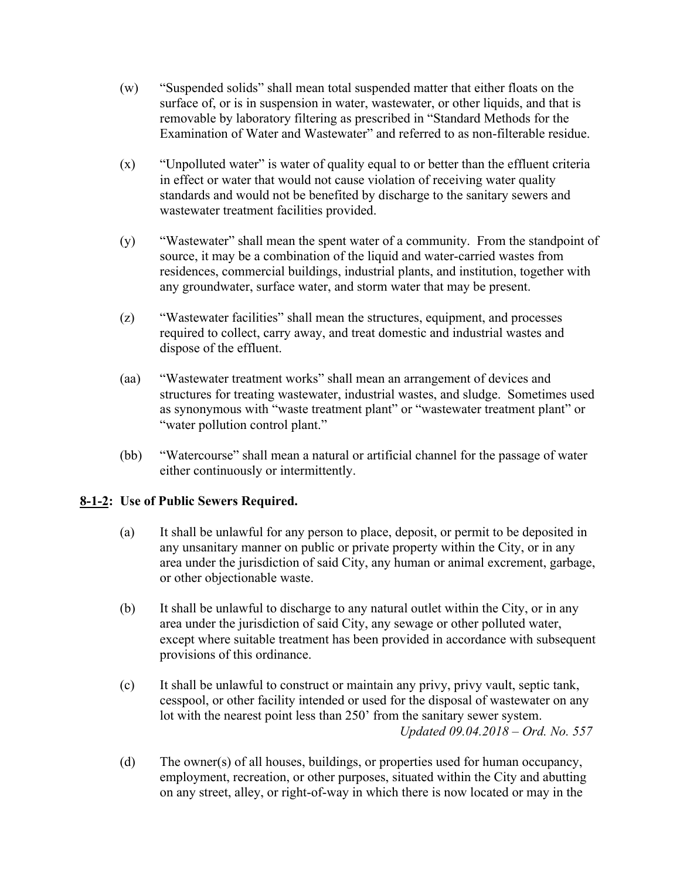(w) "Suspended solids" shall mean total suspended matter that either floats on the surface of, or is in suspension in water, wastewater, or other liquids, and that is removable by laboratory filtering as prescribed in "Standard Methods for the Examination of Water and Wastewater" and referred to as non-filterable residue.

(x) "Unpolluted water" is water of quality equal to or better than the effluent criteria in effect or water that would not cause violation of receiving water quality standards and would not be benefited by discharge to the sanitary sewers and wastewater treatment facilities provided.

(y) "Wastewater" shall mean the spent water of a community. From the standpoint of source, it may be a combination of the liquid and water-carried wastes from residences, commercial buildings, industrial plants, and institution, together with any groundwater, surface water, and storm water that may be present.

(z) "Wastewater facilities" shall mean the structures, equipment, and processes required to collect, carry away, and treat domestic and industrial wastes and dispose of the effluent.

(aa) "Wastewater treatment works" shall mean an arrangement of devices and structures for treating wastewater, industrial wastes, and sludge. Sometimes used as synonymous with "waste treatment plant" or "wastewater treatment plant" or "water pollution control plant."

(bb) "Watercourse" shall mean a natural or artificial channel for the passage of water either continuously or intermittently.

**8-1-2: Use of Public Sewers Required.**

(a) It shall be unlawful for any person to place, deposit, or permit to be deposited in any unsanitary manner on public or private property within the City, or in any area under the jurisdiction of said City, any human or animal excrement, garbage, or other objectionable waste.

(b) It shall be unlawful to discharge to any natural outlet within the City, or in any area under the jurisdiction of said City, any sewage or other polluted water, except where suitable treatment has been provided in accordance with subsequent provisions of this ordinance.

(c) It shall be unlawful to construct or maintain any privy, privy vault, septic tank, cesspool, or other facility intended or used for the disposal of wastewater on any lot with the nearest point less than 250' from the sanitary sewer system.
*Updated 09.04.2018 – Ord. No. 557*

(d) The owner(s) of all houses, buildings, or properties used for human occupancy, employment, recreation, or other purposes, situated within the City and abutting on any street, alley, or right-of-way in which there is now located or may in the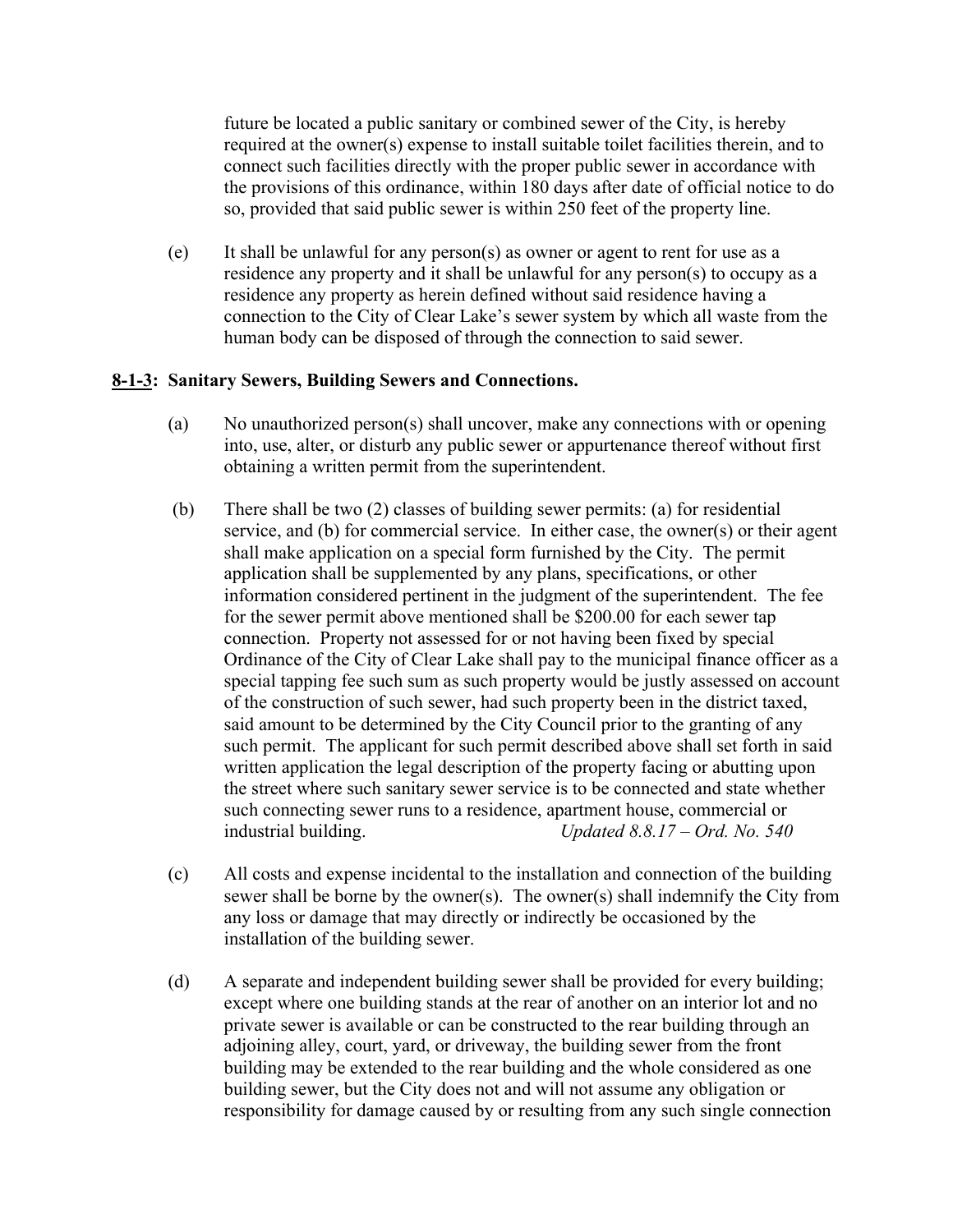future be located a public sanitary or combined sewer of the City, is hereby required at the owner(s) expense to install suitable toilet facilities therein, and to connect such facilities directly with the proper public sewer in accordance with the provisions of this ordinance, within 180 days after date of official notice to do so, provided that said public sewer is within 250 feet of the property line.

(e) It shall be unlawful for any person(s) as owner or agent to rent for use as a residence any property and it shall be unlawful for any person(s) to occupy as a residence any property as herein defined without said residence having a connection to the City of Clear Lake's sewer system by which all waste from the human body can be disposed of through the connection to said sewer.

**<u>8-1-3</u>: Sanitary Sewers, Building Sewers and Connections.**

(a) No unauthorized person(s) shall uncover, make any connections with or opening into, use, alter, or disturb any public sewer or appurtenance thereof without first obtaining a written permit from the superintendent.

(b) There shall be two (2) classes of building sewer permits: (a) for residential service, and (b) for commercial service. In either case, the owner(s) or their agent shall make application on a special form furnished by the City. The permit application shall be supplemented by any plans, specifications, or other information considered pertinent in the judgment of the superintendent. The fee for the sewer permit above mentioned shall be $200.00 for each sewer tap connection. Property not assessed for or not having been fixed by special Ordinance of the City of Clear Lake shall pay to the municipal finance officer as a special tapping fee such sum as such property would be justly assessed on account of the construction of such sewer, had such property been in the district taxed, said amount to be determined by the City Council prior to the granting of any such permit. The applicant for such permit described above shall set forth in said written application the legal description of the property facing or abutting upon the street where such sanitary sewer service is to be connected and state whether such connecting sewer runs to a residence, apartment house, commercial or industrial building. *Updated 8.8.17 – Ord. No. 540*

(c) All costs and expense incidental to the installation and connection of the building sewer shall be borne by the owner(s). The owner(s) shall indemnify the City from any loss or damage that may directly or indirectly be occasioned by the installation of the building sewer.

(d) A separate and independent building sewer shall be provided for every building; except where one building stands at the rear of another on an interior lot and no private sewer is available or can be constructed to the rear building through an adjoining alley, court, yard, or driveway, the building sewer from the front building may be extended to the rear building and the whole considered as one building sewer, but the City does not and will not assume any obligation or responsibility for damage caused by or resulting from any such single connection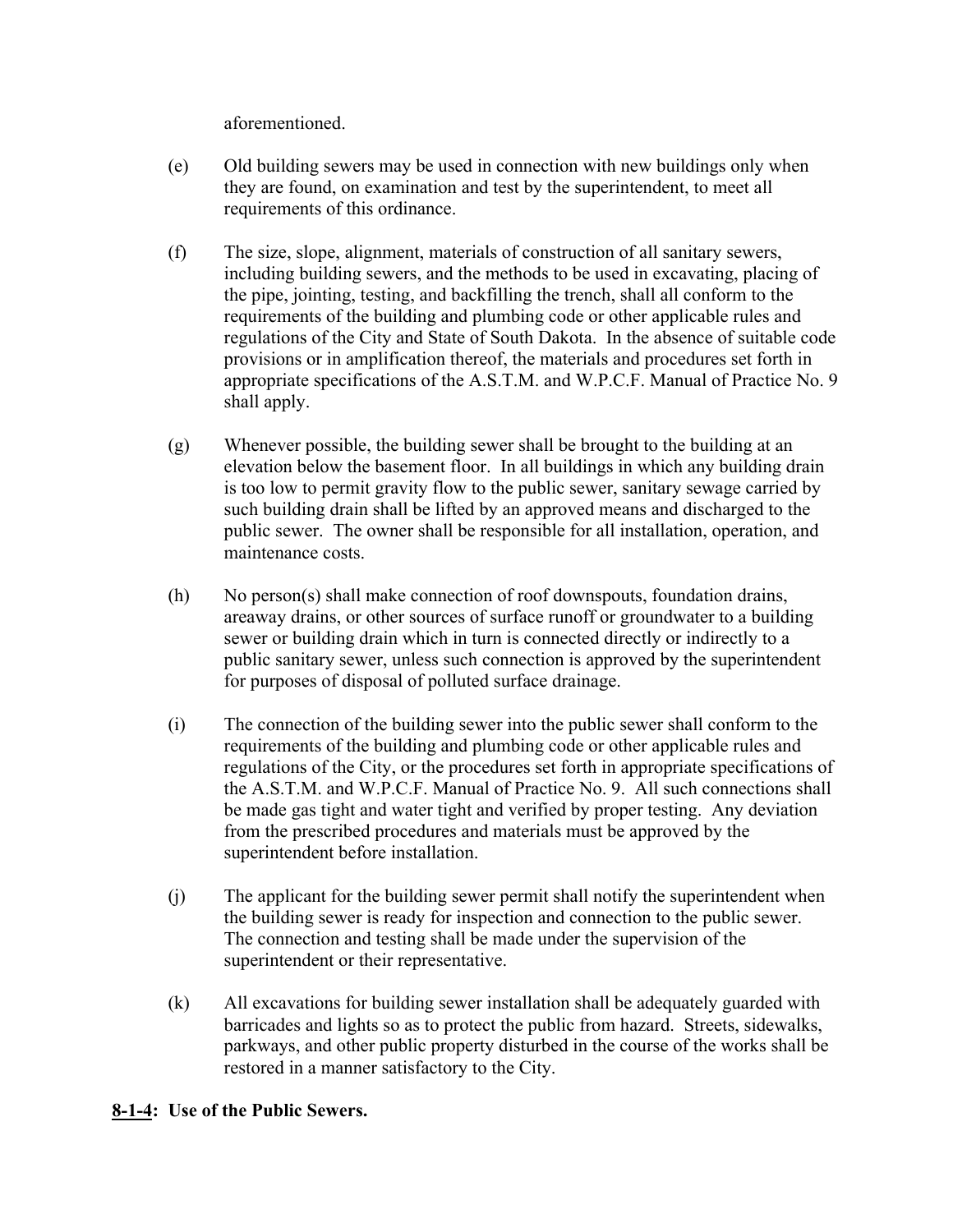aforementioned.

(e) Old building sewers may be used in connection with new buildings only when they are found, on examination and test by the superintendent, to meet all requirements of this ordinance.

(f) The size, slope, alignment, materials of construction of all sanitary sewers, including building sewers, and the methods to be used in excavating, placing of the pipe, jointing, testing, and backfilling the trench, shall all conform to the requirements of the building and plumbing code or other applicable rules and regulations of the City and State of South Dakota. In the absence of suitable code provisions or in amplification thereof, the materials and procedures set forth in appropriate specifications of the A.S.T.M. and W.P.C.F. Manual of Practice No. 9 shall apply.

(g) Whenever possible, the building sewer shall be brought to the building at an elevation below the basement floor. In all buildings in which any building drain is too low to permit gravity flow to the public sewer, sanitary sewage carried by such building drain shall be lifted by an approved means and discharged to the public sewer. The owner shall be responsible for all installation, operation, and maintenance costs.

(h) No person(s) shall make connection of roof downspouts, foundation drains, areaway drains, or other sources of surface runoff or groundwater to a building sewer or building drain which in turn is connected directly or indirectly to a public sanitary sewer, unless such connection is approved by the superintendent for purposes of disposal of polluted surface drainage.

(i) The connection of the building sewer into the public sewer shall conform to the requirements of the building and plumbing code or other applicable rules and regulations of the City, or the procedures set forth in appropriate specifications of the A.S.T.M. and W.P.C.F. Manual of Practice No. 9. All such connections shall be made gas tight and water tight and verified by proper testing. Any deviation from the prescribed procedures and materials must be approved by the superintendent before installation.

(j) The applicant for the building sewer permit shall notify the superintendent when the building sewer is ready for inspection and connection to the public sewer. The connection and testing shall be made under the supervision of the superintendent or their representative.

(k) All excavations for building sewer installation shall be adequately guarded with barricades and lights so as to protect the public from hazard. Streets, sidewalks, parkways, and other public property disturbed in the course of the works shall be restored in a manner satisfactory to the City.

**8-1-4: Use of the Public Sewers.**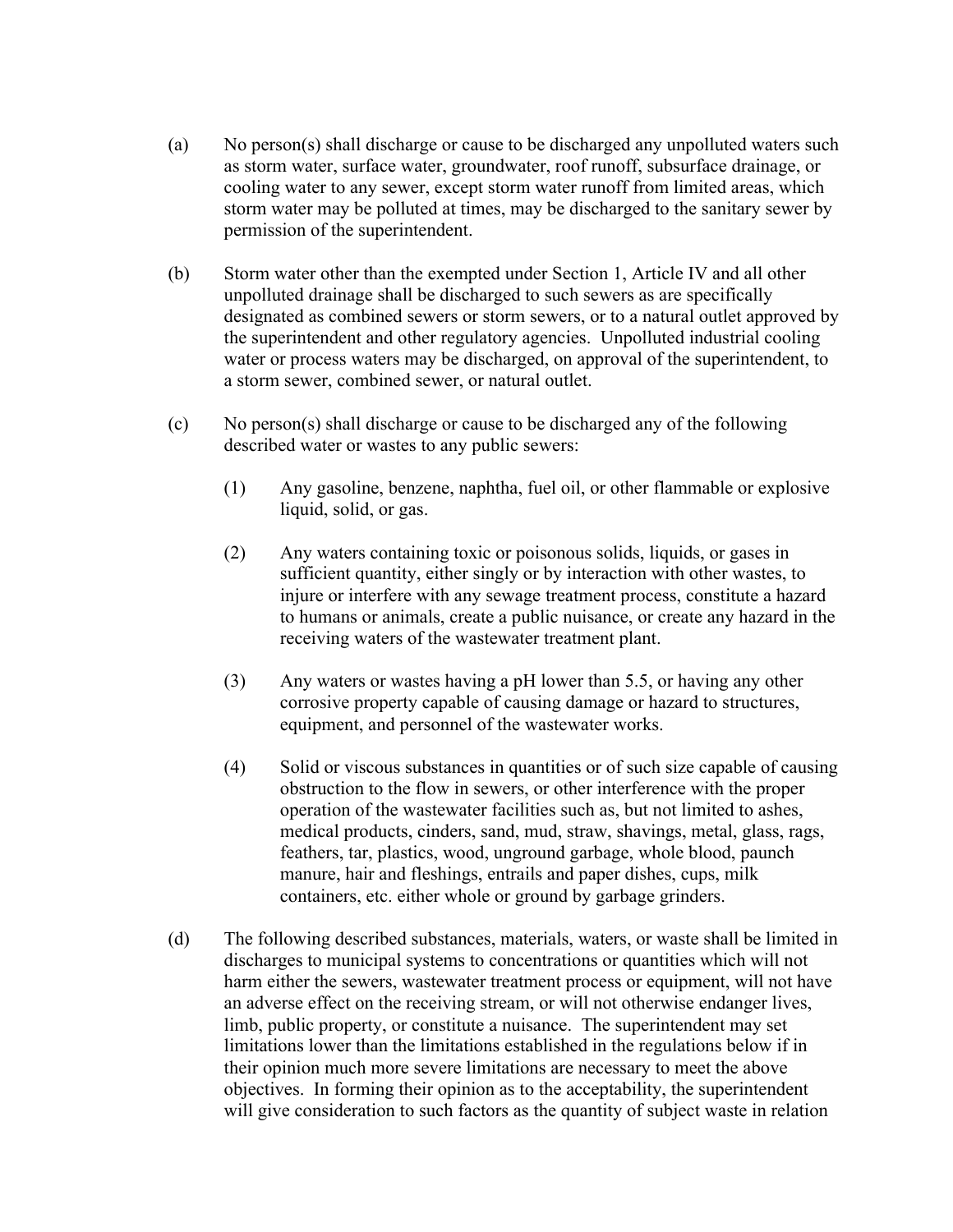(a) No person(s) shall discharge or cause to be discharged any unpolluted waters such as storm water, surface water, groundwater, roof runoff, subsurface drainage, or cooling water to any sewer, except storm water runoff from limited areas, which storm water may be polluted at times, may be discharged to the sanitary sewer by permission of the superintendent.

(b) Storm water other than the exempted under Section 1, Article IV and all other unpolluted drainage shall be discharged to such sewers as are specifically designated as combined sewers or storm sewers, or to a natural outlet approved by the superintendent and other regulatory agencies. Unpolluted industrial cooling water or process waters may be discharged, on approval of the superintendent, to a storm sewer, combined sewer, or natural outlet.

(c) No person(s) shall discharge or cause to be discharged any of the following described water or wastes to any public sewers:

(1) Any gasoline, benzene, naphtha, fuel oil, or other flammable or explosive liquid, solid, or gas.

(2) Any waters containing toxic or poisonous solids, liquids, or gases in sufficient quantity, either singly or by interaction with other wastes, to injure or interfere with any sewage treatment process, constitute a hazard to humans or animals, create a public nuisance, or create any hazard in the receiving waters of the wastewater treatment plant.

(3) Any waters or wastes having a pH lower than 5.5, or having any other corrosive property capable of causing damage or hazard to structures, equipment, and personnel of the wastewater works.

(4) Solid or viscous substances in quantities or of such size capable of causing obstruction to the flow in sewers, or other interference with the proper operation of the wastewater facilities such as, but not limited to ashes, medical products, cinders, sand, mud, straw, shavings, metal, glass, rags, feathers, tar, plastics, wood, unground garbage, whole blood, paunch manure, hair and fleshings, entrails and paper dishes, cups, milk containers, etc. either whole or ground by garbage grinders.

(d) The following described substances, materials, waters, or waste shall be limited in discharges to municipal systems to concentrations or quantities which will not harm either the sewers, wastewater treatment process or equipment, will not have an adverse effect on the receiving stream, or will not otherwise endanger lives, limb, public property, or constitute a nuisance. The superintendent may set limitations lower than the limitations established in the regulations below if in their opinion much more severe limitations are necessary to meet the above objectives. In forming their opinion as to the acceptability, the superintendent will give consideration to such factors as the quantity of subject waste in relation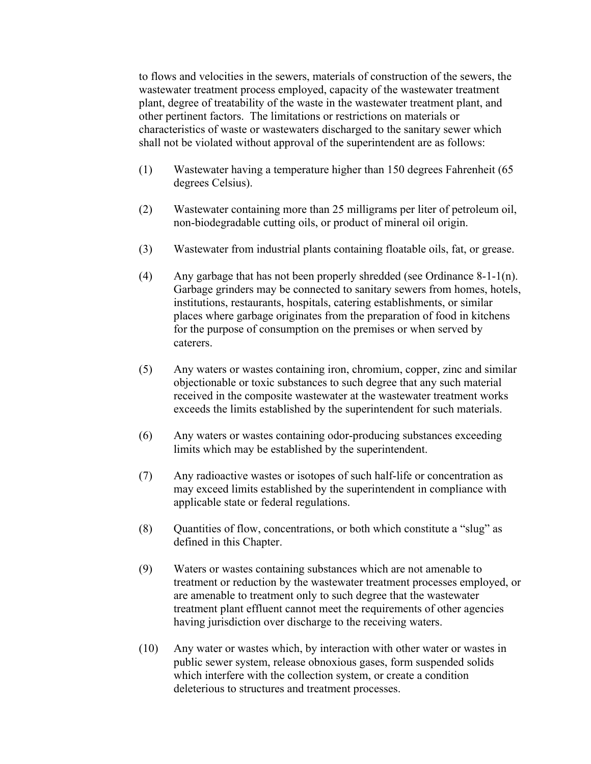to flows and velocities in the sewers, materials of construction of the sewers, the wastewater treatment process employed, capacity of the wastewater treatment plant, degree of treatability of the waste in the wastewater treatment plant, and other pertinent factors. The limitations or restrictions on materials or characteristics of waste or wastewaters discharged to the sanitary sewer which shall not be violated without approval of the superintendent are as follows:

(1) Wastewater having a temperature higher than 150 degrees Fahrenheit (65 degrees Celsius).

(2) Wastewater containing more than 25 milligrams per liter of petroleum oil, non-biodegradable cutting oils, or product of mineral oil origin.

(3) Wastewater from industrial plants containing floatable oils, fat, or grease.

(4) Any garbage that has not been properly shredded (see Ordinance 8-1-1(n). Garbage grinders may be connected to sanitary sewers from homes, hotels, institutions, restaurants, hospitals, catering establishments, or similar places where garbage originates from the preparation of food in kitchens for the purpose of consumption on the premises or when served by caterers.

(5) Any waters or wastes containing iron, chromium, copper, zinc and similar objectionable or toxic substances to such degree that any such material received in the composite wastewater at the wastewater treatment works exceeds the limits established by the superintendent for such materials.

(6) Any waters or wastes containing odor-producing substances exceeding limits which may be established by the superintendent.

(7) Any radioactive wastes or isotopes of such half-life or concentration as may exceed limits established by the superintendent in compliance with applicable state or federal regulations.

(8) Quantities of flow, concentrations, or both which constitute a "slug" as defined in this Chapter.

(9) Waters or wastes containing substances which are not amenable to treatment or reduction by the wastewater treatment processes employed, or are amenable to treatment only to such degree that the wastewater treatment plant effluent cannot meet the requirements of other agencies having jurisdiction over discharge to the receiving waters.

(10) Any water or wastes which, by interaction with other water or wastes in public sewer system, release obnoxious gases, form suspended solids which interfere with the collection system, or create a condition deleterious to structures and treatment processes.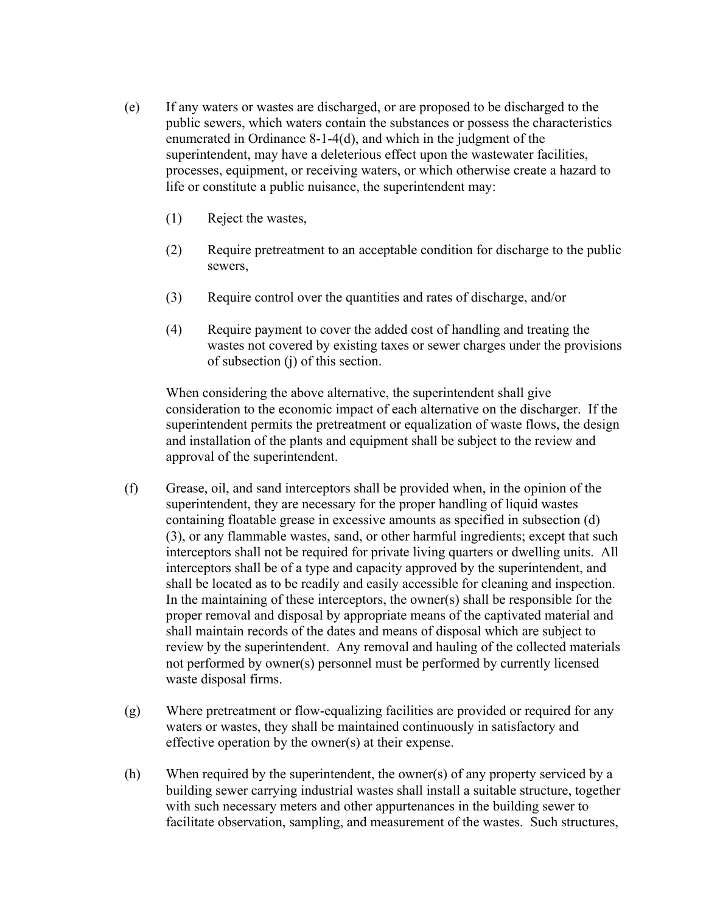(e) If any waters or wastes are discharged, or are proposed to be discharged to the public sewers, which waters contain the substances or possess the characteristics enumerated in Ordinance 8-1-4(d), and which in the judgment of the superintendent, may have a deleterious effect upon the wastewater facilities, processes, equipment, or receiving waters, or which otherwise create a hazard to life or constitute a public nuisance, the superintendent may:

   (1) Reject the wastes,

   (2) Require pretreatment to an acceptable condition for discharge to the public sewers,

   (3) Require control over the quantities and rates of discharge, and/or

   (4) Require payment to cover the added cost of handling and treating the wastes not covered by existing taxes or sewer charges under the provisions of subsection (j) of this section.

   When considering the above alternative, the superintendent shall give consideration to the economic impact of each alternative on the discharger. If the superintendent permits the pretreatment or equalization of waste flows, the design and installation of the plants and equipment shall be subject to the review and approval of the superintendent.

(f) Grease, oil, and sand interceptors shall be provided when, in the opinion of the superintendent, they are necessary for the proper handling of liquid wastes containing floatable grease in excessive amounts as specified in subsection (d)(3), or any flammable wastes, sand, or other harmful ingredients; except that such interceptors shall not be required for private living quarters or dwelling units. All interceptors shall be of a type and capacity approved by the superintendent, and shall be located as to be readily and easily accessible for cleaning and inspection. In the maintaining of these interceptors, the owner(s) shall be responsible for the proper removal and disposal by appropriate means of the captivated material and shall maintain records of the dates and means of disposal which are subject to review by the superintendent. Any removal and hauling of the collected materials not performed by owner(s) personnel must be performed by currently licensed waste disposal firms.

(g) Where pretreatment or flow-equalizing facilities are provided or required for any waters or wastes, they shall be maintained continuously in satisfactory and effective operation by the owner(s) at their expense.

(h) When required by the superintendent, the owner(s) of any property serviced by a building sewer carrying industrial wastes shall install a suitable structure, together with such necessary meters and other appurtenances in the building sewer to facilitate observation, sampling, and measurement of the wastes. Such structures,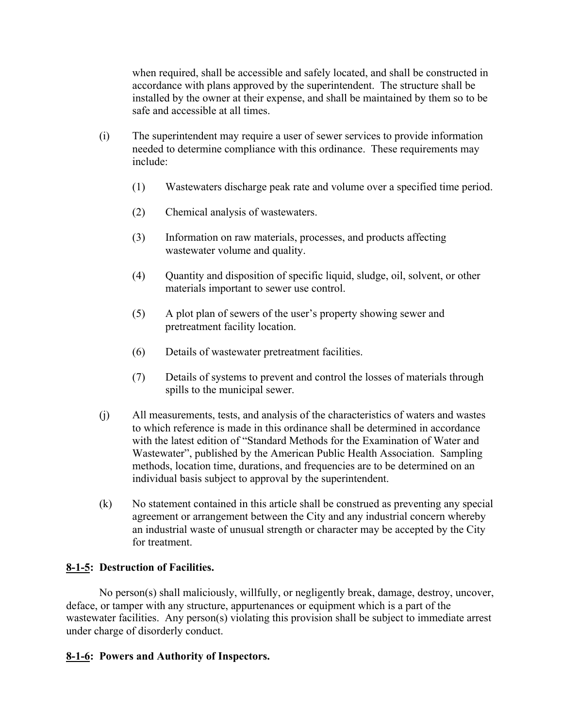when required, shall be accessible and safely located, and shall be constructed in accordance with plans approved by the superintendent. The structure shall be installed by the owner at their expense, and shall be maintained by them so to be safe and accessible at all times.

(i) The superintendent may require a user of sewer services to provide information needed to determine compliance with this ordinance. These requirements may include:

   (1) Wastewaters discharge peak rate and volume over a specified time period.

   (2) Chemical analysis of wastewaters.

   (3) Information on raw materials, processes, and products affecting wastewater volume and quality.

   (4) Quantity and disposition of specific liquid, sludge, oil, solvent, or other materials important to sewer use control.

   (5) A plot plan of sewers of the user's property showing sewer and pretreatment facility location.

   (6) Details of wastewater pretreatment facilities.

   (7) Details of systems to prevent and control the losses of materials through spills to the municipal sewer.

(j) All measurements, tests, and analysis of the characteristics of waters and wastes to which reference is made in this ordinance shall be determined in accordance with the latest edition of "Standard Methods for the Examination of Water and Wastewater", published by the American Public Health Association. Sampling methods, location time, durations, and frequencies are to be determined on an individual basis subject to approval by the superintendent.

(k) No statement contained in this article shall be construed as preventing any special agreement or arrangement between the City and any industrial concern whereby an industrial waste of unusual strength or character may be accepted by the City for treatment.

**8-1-5: Destruction of Facilities.**

No person(s) shall maliciously, willfully, or negligently break, damage, destroy, uncover, deface, or tamper with any structure, appurtenances or equipment which is a part of the wastewater facilities. Any person(s) violating this provision shall be subject to immediate arrest under charge of disorderly conduct.

**8-1-6: Powers and Authority of Inspectors.**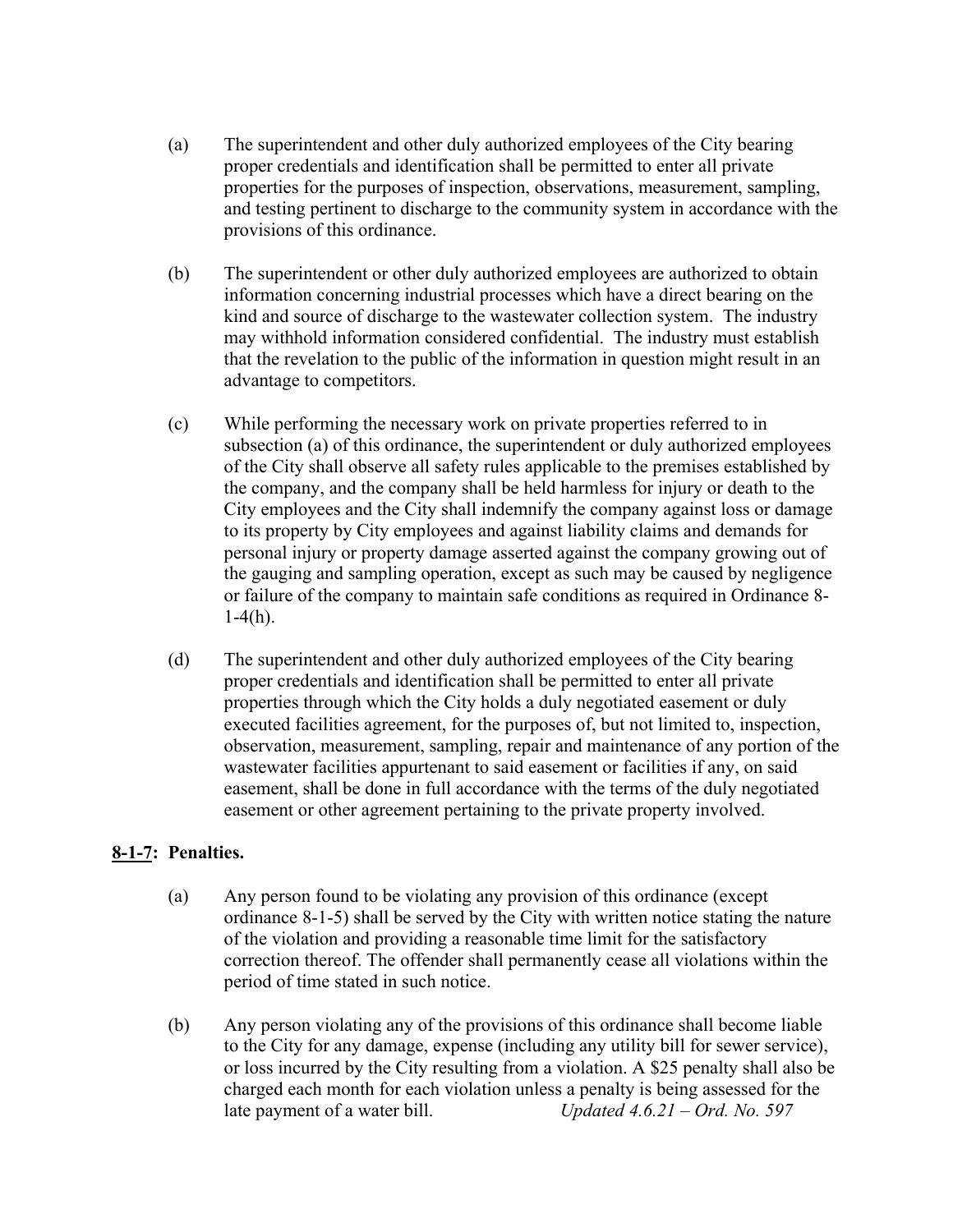(a) The superintendent and other duly authorized employees of the City bearing proper credentials and identification shall be permitted to enter all private properties for the purposes of inspection, observations, measurement, sampling, and testing pertinent to discharge to the community system in accordance with the provisions of this ordinance.

(b) The superintendent or other duly authorized employees are authorized to obtain information concerning industrial processes which have a direct bearing on the kind and source of discharge to the wastewater collection system. The industry may withhold information considered confidential. The industry must establish that the revelation to the public of the information in question might result in an advantage to competitors.

(c) While performing the necessary work on private properties referred to in subsection (a) of this ordinance, the superintendent or duly authorized employees of the City shall observe all safety rules applicable to the premises established by the company, and the company shall be held harmless for injury or death to the City employees and the City shall indemnify the company against loss or damage to its property by City employees and against liability claims and demands for personal injury or property damage asserted against the company growing out of the gauging and sampling operation, except as such may be caused by negligence or failure of the company to maintain safe conditions as required in Ordinance 8-1-4(h).

(d) The superintendent and other duly authorized employees of the City bearing proper credentials and identification shall be permitted to enter all private properties through which the City holds a duly negotiated easement or duly executed facilities agreement, for the purposes of, but not limited to, inspection, observation, measurement, sampling, repair and maintenance of any portion of the wastewater facilities appurtenant to said easement or facilities if any, on said easement, shall be done in full accordance with the terms of the duly negotiated easement or other agreement pertaining to the private property involved.

**8-1-7: Penalties.**

(a) Any person found to be violating any provision of this ordinance (except ordinance 8-1-5) shall be served by the City with written notice stating the nature of the violation and providing a reasonable time limit for the satisfactory correction thereof. The offender shall permanently cease all violations within the period of time stated in such notice.

(b) Any person violating any of the provisions of this ordinance shall become liable to the City for any damage, expense (including any utility bill for sewer service), or loss incurred by the City resulting from a violation. A $25 penalty shall also be charged each month for each violation unless a penalty is being assessed for the late payment of a water bill. *Updated 4.6.21 – Ord. No. 597*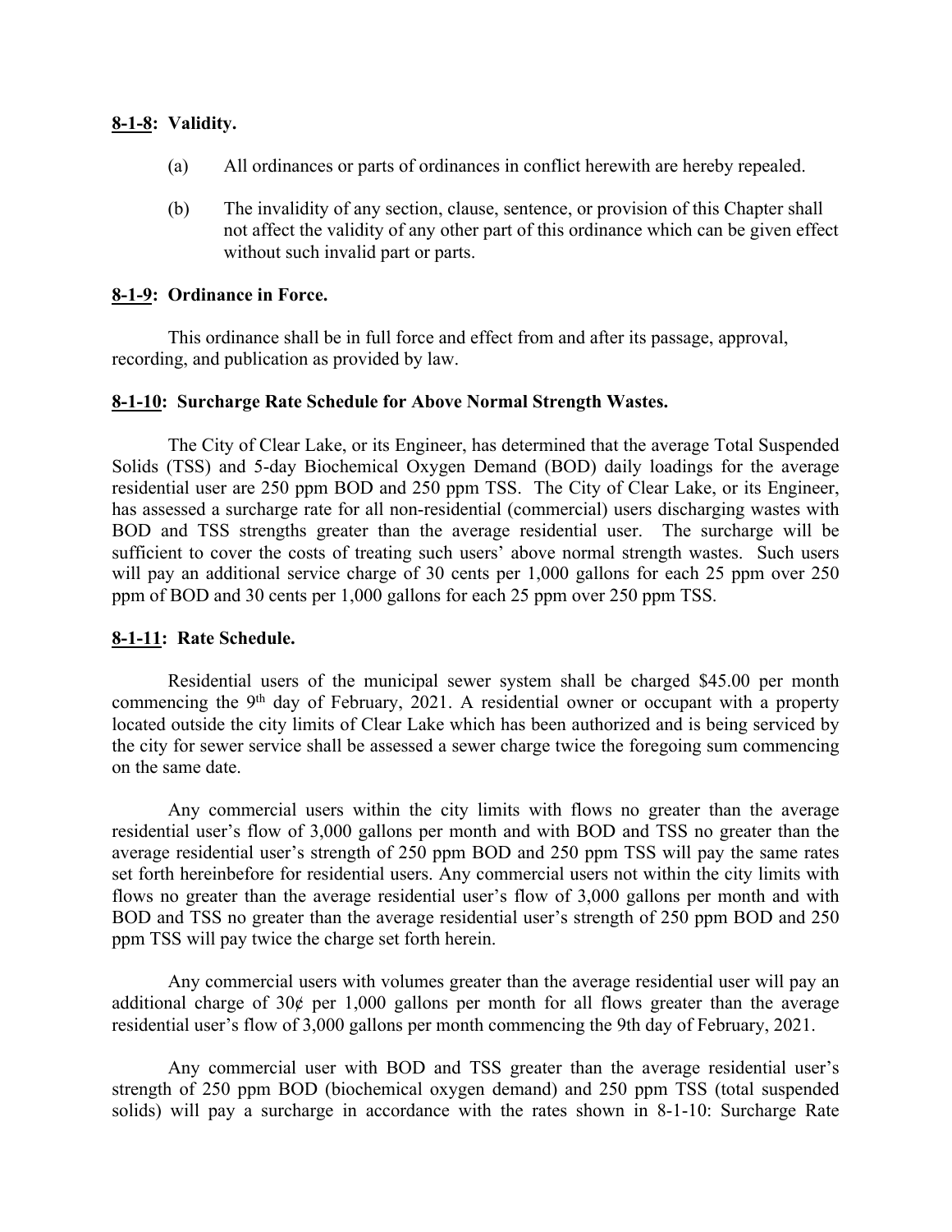**8-1-8: Validity.**

(a) All ordinances or parts of ordinances in conflict herewith are hereby repealed.

(b) The invalidity of any section, clause, sentence, or provision of this Chapter shall not affect the validity of any other part of this ordinance which can be given effect without such invalid part or parts.

**8-1-9: Ordinance in Force.**

This ordinance shall be in full force and effect from and after its passage, approval, recording, and publication as provided by law.

**8-1-10: Surcharge Rate Schedule for Above Normal Strength Wastes.**

The City of Clear Lake, or its Engineer, has determined that the average Total Suspended Solids (TSS) and 5-day Biochemical Oxygen Demand (BOD) daily loadings for the average residential user are 250 ppm BOD and 250 ppm TSS. The City of Clear Lake, or its Engineer, has assessed a surcharge rate for all non-residential (commercial) users discharging wastes with BOD and TSS strengths greater than the average residential user. The surcharge will be sufficient to cover the costs of treating such users' above normal strength wastes. Such users will pay an additional service charge of 30 cents per 1,000 gallons for each 25 ppm over 250 ppm of BOD and 30 cents per 1,000 gallons for each 25 ppm over 250 ppm TSS.

**8-1-11: Rate Schedule.**

Residential users of the municipal sewer system shall be charged $45.00 per month commencing the 9th day of February, 2021. A residential owner or occupant with a property located outside the city limits of Clear Lake which has been authorized and is being serviced by the city for sewer service shall be assessed a sewer charge twice the foregoing sum commencing on the same date.

Any commercial users within the city limits with flows no greater than the average residential user's flow of 3,000 gallons per month and with BOD and TSS no greater than the average residential user's strength of 250 ppm BOD and 250 ppm TSS will pay the same rates set forth hereinbefore for residential users. Any commercial users not within the city limits with flows no greater than the average residential user's flow of 3,000 gallons per month and with BOD and TSS no greater than the average residential user's strength of 250 ppm BOD and 250 ppm TSS will pay twice the charge set forth herein.

Any commercial users with volumes greater than the average residential user will pay an additional charge of 30¢ per 1,000 gallons per month for all flows greater than the average residential user's flow of 3,000 gallons per month commencing the 9th day of February, 2021.

Any commercial user with BOD and TSS greater than the average residential user's strength of 250 ppm BOD (biochemical oxygen demand) and 250 ppm TSS (total suspended solids) will pay a surcharge in accordance with the rates shown in 8-1-10: Surcharge Rate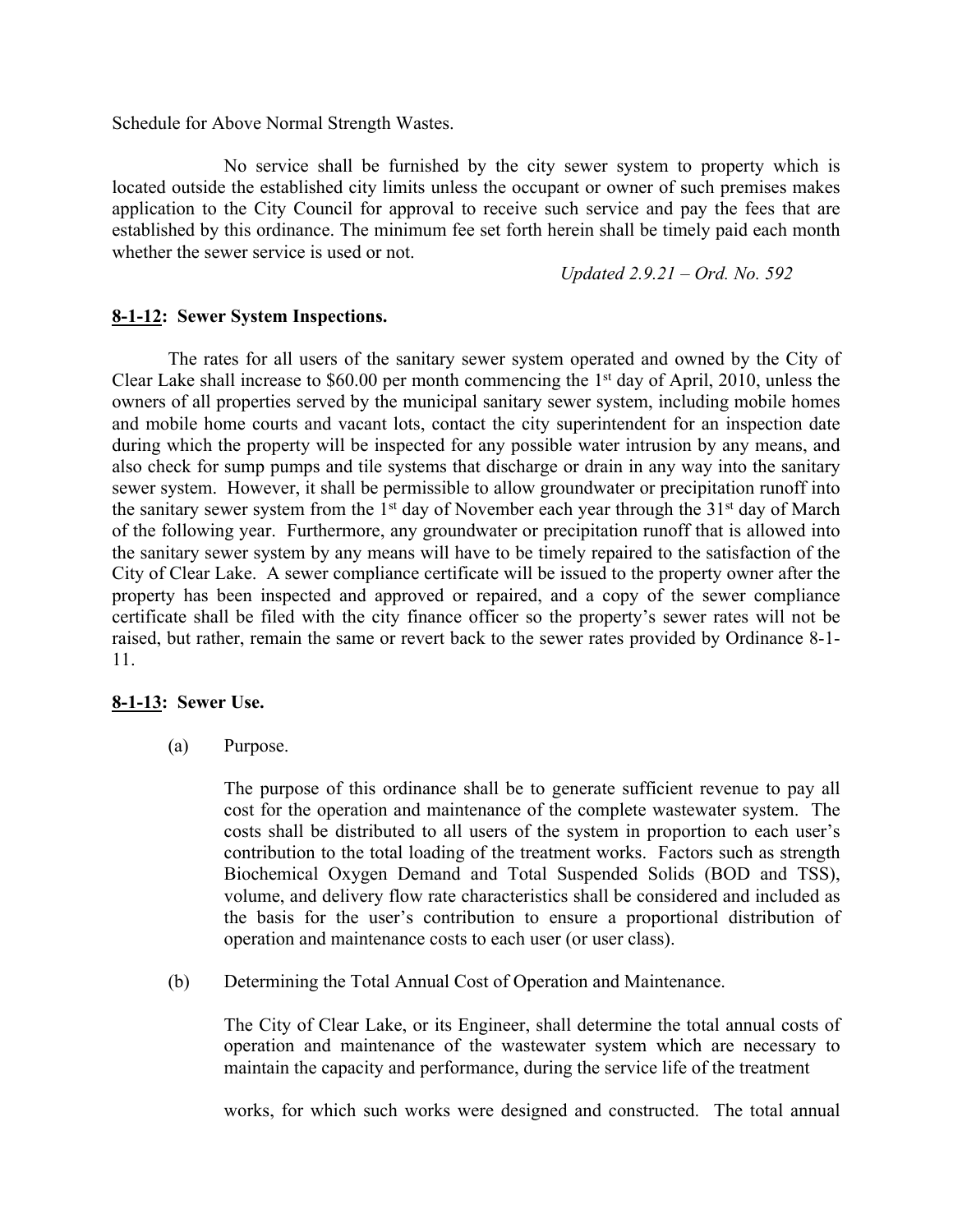Schedule for Above Normal Strength Wastes.

No service shall be furnished by the city sewer system to property which is located outside the established city limits unless the occupant or owner of such premises makes application to the City Council for approval to receive such service and pay the fees that are established by this ordinance. The minimum fee set forth herein shall be timely paid each month whether the sewer service is used or not.

*Updated 2.9.21 – Ord. No. 592*

**8-1-12: Sewer System Inspections.**

The rates for all users of the sanitary sewer system operated and owned by the City of Clear Lake shall increase to $60.00 per month commencing the 1st day of April, 2010, unless the owners of all properties served by the municipal sanitary sewer system, including mobile homes and mobile home courts and vacant lots, contact the city superintendent for an inspection date during which the property will be inspected for any possible water intrusion by any means, and also check for sump pumps and tile systems that discharge or drain in any way into the sanitary sewer system. However, it shall be permissible to allow groundwater or precipitation runoff into the sanitary sewer system from the 1st day of November each year through the 31st day of March of the following year. Furthermore, any groundwater or precipitation runoff that is allowed into the sanitary sewer system by any means will have to be timely repaired to the satisfaction of the City of Clear Lake. A sewer compliance certificate will be issued to the property owner after the property has been inspected and approved or repaired, and a copy of the sewer compliance certificate shall be filed with the city finance officer so the property's sewer rates will not be raised, but rather, remain the same or revert back to the sewer rates provided by Ordinance 8-1-11.

**8-1-13: Sewer Use.**

(a) Purpose.

The purpose of this ordinance shall be to generate sufficient revenue to pay all cost for the operation and maintenance of the complete wastewater system. The costs shall be distributed to all users of the system in proportion to each user's contribution to the total loading of the treatment works. Factors such as strength Biochemical Oxygen Demand and Total Suspended Solids (BOD and TSS), volume, and delivery flow rate characteristics shall be considered and included as the basis for the user's contribution to ensure a proportional distribution of operation and maintenance costs to each user (or user class).

(b) Determining the Total Annual Cost of Operation and Maintenance.

The City of Clear Lake, or its Engineer, shall determine the total annual costs of operation and maintenance of the wastewater system which are necessary to maintain the capacity and performance, during the service life of the treatment works, for which such works were designed and constructed. The total annual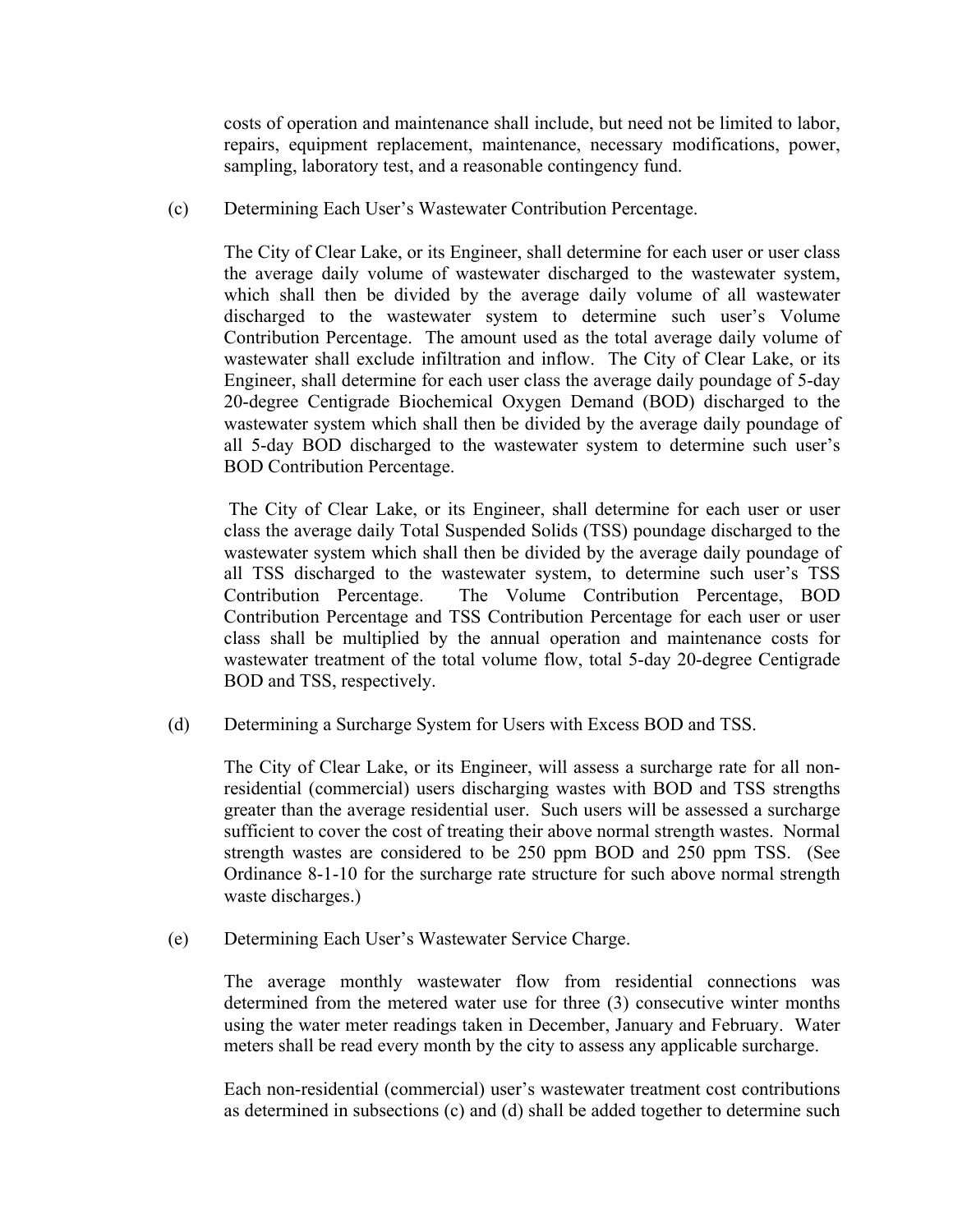costs of operation and maintenance shall include, but need not be limited to labor, repairs, equipment replacement, maintenance, necessary modifications, power, sampling, laboratory test, and a reasonable contingency fund.

(c) Determining Each User's Wastewater Contribution Percentage.

The City of Clear Lake, or its Engineer, shall determine for each user or user class the average daily volume of wastewater discharged to the wastewater system, which shall then be divided by the average daily volume of all wastewater discharged to the wastewater system to determine such user's Volume Contribution Percentage. The amount used as the total average daily volume of wastewater shall exclude infiltration and inflow. The City of Clear Lake, or its Engineer, shall determine for each user class the average daily poundage of 5-day 20-degree Centigrade Biochemical Oxygen Demand (BOD) discharged to the wastewater system which shall then be divided by the average daily poundage of all 5-day BOD discharged to the wastewater system to determine such user's BOD Contribution Percentage.

The City of Clear Lake, or its Engineer, shall determine for each user or user class the average daily Total Suspended Solids (TSS) poundage discharged to the wastewater system which shall then be divided by the average daily poundage of all TSS discharged to the wastewater system, to determine such user's TSS Contribution Percentage. The Volume Contribution Percentage, BOD Contribution Percentage and TSS Contribution Percentage for each user or user class shall be multiplied by the annual operation and maintenance costs for wastewater treatment of the total volume flow, total 5-day 20-degree Centigrade BOD and TSS, respectively.

(d) Determining a Surcharge System for Users with Excess BOD and TSS.

The City of Clear Lake, or its Engineer, will assess a surcharge rate for all non-residential (commercial) users discharging wastes with BOD and TSS strengths greater than the average residential user. Such users will be assessed a surcharge sufficient to cover the cost of treating their above normal strength wastes. Normal strength wastes are considered to be 250 ppm BOD and 250 ppm TSS. (See Ordinance 8-1-10 for the surcharge rate structure for such above normal strength waste discharges.)

(e) Determining Each User's Wastewater Service Charge.

The average monthly wastewater flow from residential connections was determined from the metered water use for three (3) consecutive winter months using the water meter readings taken in December, January and February. Water meters shall be read every month by the city to assess any applicable surcharge.

Each non-residential (commercial) user's wastewater treatment cost contributions as determined in subsections (c) and (d) shall be added together to determine such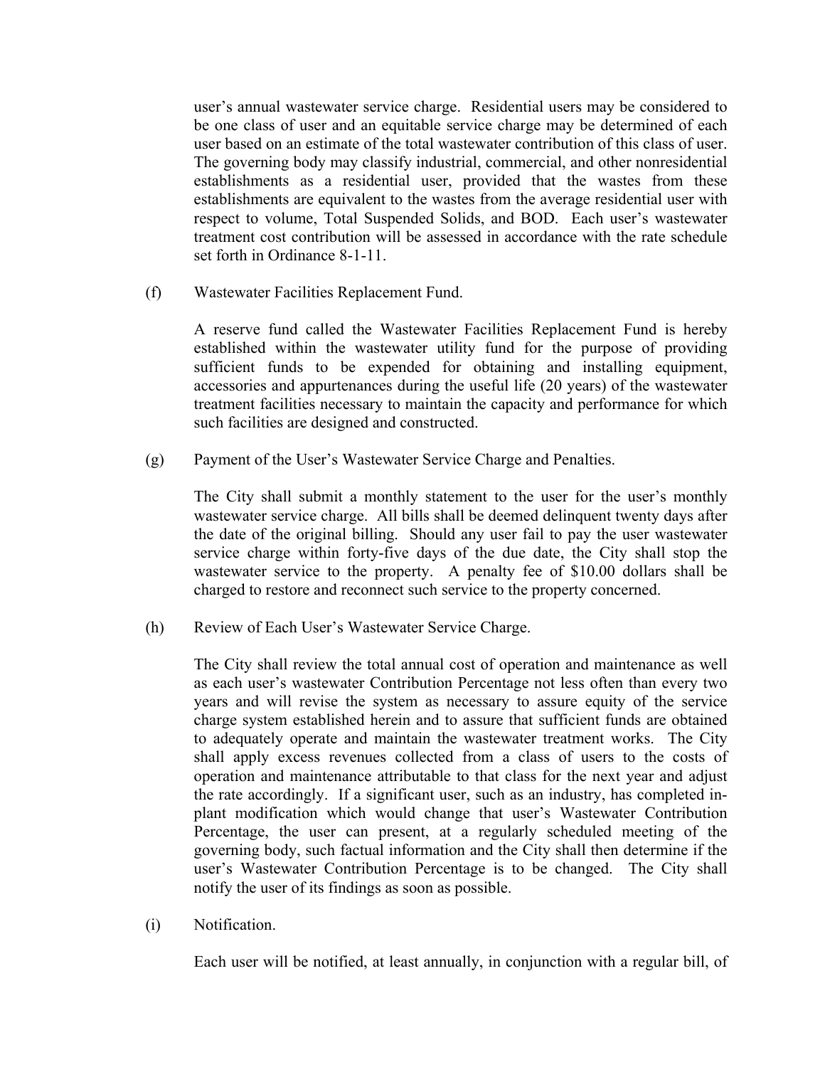user's annual wastewater service charge. Residential users may be considered to be one class of user and an equitable service charge may be determined of each user based on an estimate of the total wastewater contribution of this class of user. The governing body may classify industrial, commercial, and other nonresidential establishments as a residential user, provided that the wastes from these establishments are equivalent to the wastes from the average residential user with respect to volume, Total Suspended Solids, and BOD. Each user's wastewater treatment cost contribution will be assessed in accordance with the rate schedule set forth in Ordinance 8-1-11.

(f) Wastewater Facilities Replacement Fund.

A reserve fund called the Wastewater Facilities Replacement Fund is hereby established within the wastewater utility fund for the purpose of providing sufficient funds to be expended for obtaining and installing equipment, accessories and appurtenances during the useful life (20 years) of the wastewater treatment facilities necessary to maintain the capacity and performance for which such facilities are designed and constructed.

(g) Payment of the User's Wastewater Service Charge and Penalties.

The City shall submit a monthly statement to the user for the user's monthly wastewater service charge. All bills shall be deemed delinquent twenty days after the date of the original billing. Should any user fail to pay the user wastewater service charge within forty-five days of the due date, the City shall stop the wastewater service to the property. A penalty fee of $10.00 dollars shall be charged to restore and reconnect such service to the property concerned.

(h) Review of Each User's Wastewater Service Charge.

The City shall review the total annual cost of operation and maintenance as well as each user's wastewater Contribution Percentage not less often than every two years and will revise the system as necessary to assure equity of the service charge system established herein and to assure that sufficient funds are obtained to adequately operate and maintain the wastewater treatment works. The City shall apply excess revenues collected from a class of users to the costs of operation and maintenance attributable to that class for the next year and adjust the rate accordingly. If a significant user, such as an industry, has completed in-plant modification which would change that user's Wastewater Contribution Percentage, the user can present, at a regularly scheduled meeting of the governing body, such factual information and the City shall then determine if the user's Wastewater Contribution Percentage is to be changed. The City shall notify the user of its findings as soon as possible.

(i) Notification.

Each user will be notified, at least annually, in conjunction with a regular bill, of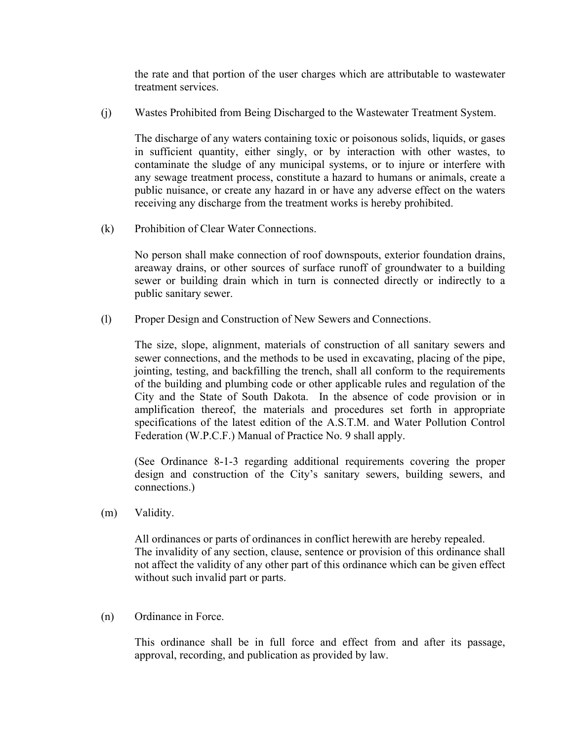the rate and that portion of the user charges which are attributable to wastewater treatment services.

(j) Wastes Prohibited from Being Discharged to the Wastewater Treatment System.

The discharge of any waters containing toxic or poisonous solids, liquids, or gases in sufficient quantity, either singly, or by interaction with other wastes, to contaminate the sludge of any municipal systems, or to injure or interfere with any sewage treatment process, constitute a hazard to humans or animals, create a public nuisance, or create any hazard in or have any adverse effect on the waters receiving any discharge from the treatment works is hereby prohibited.

(k) Prohibition of Clear Water Connections.

No person shall make connection of roof downspouts, exterior foundation drains, areaway drains, or other sources of surface runoff of groundwater to a building sewer or building drain which in turn is connected directly or indirectly to a public sanitary sewer.

(l) Proper Design and Construction of New Sewers and Connections.

The size, slope, alignment, materials of construction of all sanitary sewers and sewer connections, and the methods to be used in excavating, placing of the pipe, jointing, testing, and backfilling the trench, shall all conform to the requirements of the building and plumbing code or other applicable rules and regulation of the City and the State of South Dakota. In the absence of code provision or in amplification thereof, the materials and procedures set forth in appropriate specifications of the latest edition of the A.S.T.M. and Water Pollution Control Federation (W.P.C.F.) Manual of Practice No. 9 shall apply.

(See Ordinance 8-1-3 regarding additional requirements covering the proper design and construction of the City's sanitary sewers, building sewers, and connections.)

(m) Validity.

All ordinances or parts of ordinances in conflict herewith are hereby repealed. The invalidity of any section, clause, sentence or provision of this ordinance shall not affect the validity of any other part of this ordinance which can be given effect without such invalid part or parts.

(n) Ordinance in Force.

This ordinance shall be in full force and effect from and after its passage, approval, recording, and publication as provided by law.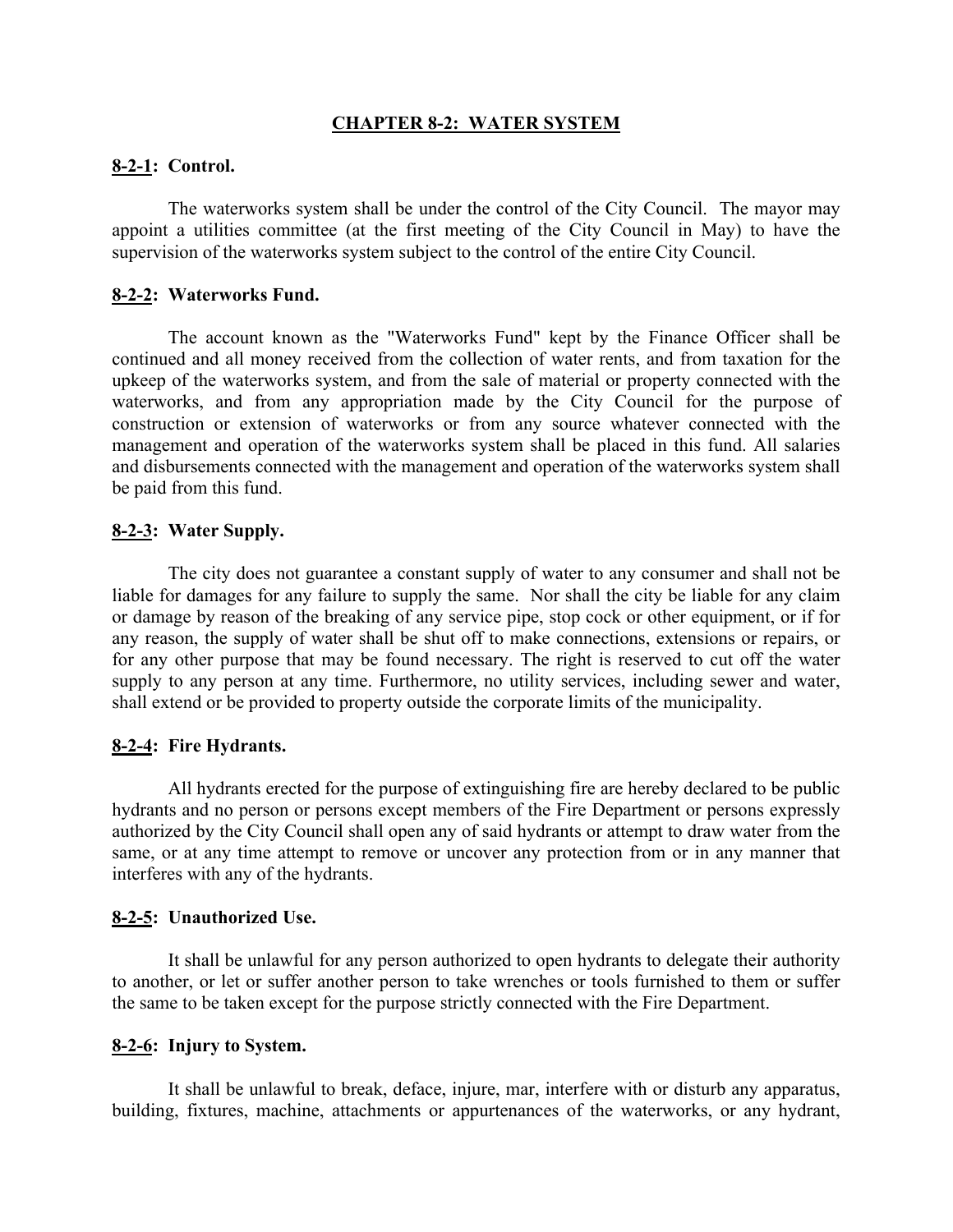# CHAPTER 8-2: WATER SYSTEM

## 8-2-1: Control.

The waterworks system shall be under the control of the City Council. The mayor may appoint a utilities committee (at the first meeting of the City Council in May) to have the supervision of the waterworks system subject to the control of the entire City Council.

## 8-2-2: Waterworks Fund.

The account known as the "Waterworks Fund" kept by the Finance Officer shall be continued and all money received from the collection of water rents, and from taxation for the upkeep of the waterworks system, and from the sale of material or property connected with the waterworks, and from any appropriation made by the City Council for the purpose of construction or extension of waterworks or from any source whatever connected with the management and operation of the waterworks system shall be placed in this fund. All salaries and disbursements connected with the management and operation of the waterworks system shall be paid from this fund.

## 8-2-3: Water Supply.

The city does not guarantee a constant supply of water to any consumer and shall not be liable for damages for any failure to supply the same. Nor shall the city be liable for any claim or damage by reason of the breaking of any service pipe, stop cock or other equipment, or if for any reason, the supply of water shall be shut off to make connections, extensions or repairs, or for any other purpose that may be found necessary. The right is reserved to cut off the water supply to any person at any time. Furthermore, no utility services, including sewer and water, shall extend or be provided to property outside the corporate limits of the municipality.

## 8-2-4: Fire Hydrants.

All hydrants erected for the purpose of extinguishing fire are hereby declared to be public hydrants and no person or persons except members of the Fire Department or persons expressly authorized by the City Council shall open any of said hydrants or attempt to draw water from the same, or at any time attempt to remove or uncover any protection from or in any manner that interferes with any of the hydrants.

## 8-2-5: Unauthorized Use.

It shall be unlawful for any person authorized to open hydrants to delegate their authority to another, or let or suffer another person to take wrenches or tools furnished to them or suffer the same to be taken except for the purpose strictly connected with the Fire Department.

## 8-2-6: Injury to System.

It shall be unlawful to break, deface, injure, mar, interfere with or disturb any apparatus, building, fixtures, machine, attachments or appurtenances of the waterworks, or any hydrant,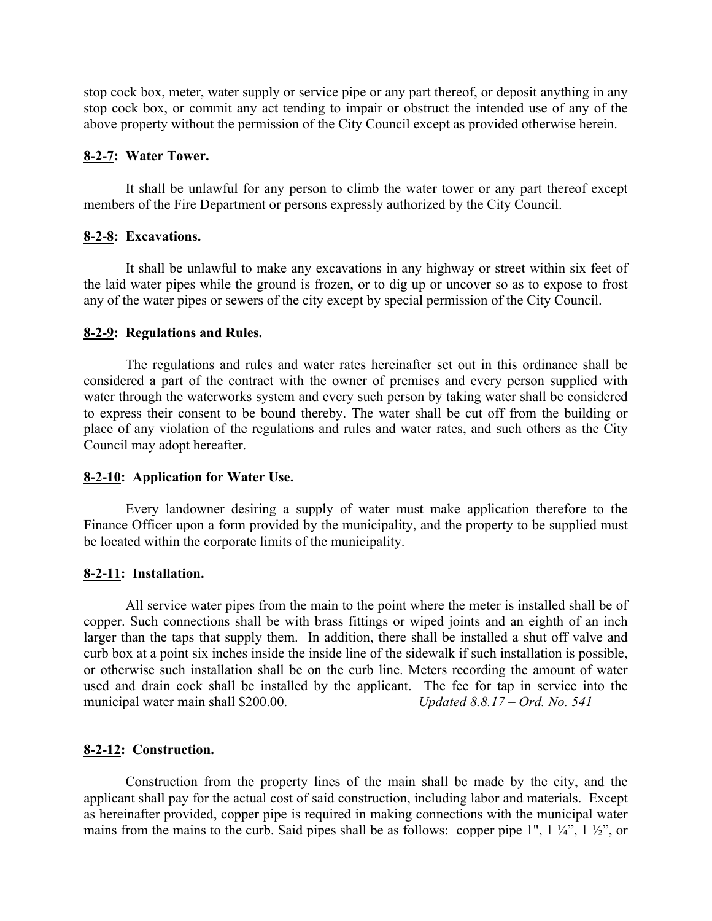stop cock box, meter, water supply or service pipe or any part thereof, or deposit anything in any stop cock box, or commit any act tending to impair or obstruct the intended use of any of the above property without the permission of the City Council except as provided otherwise herein.

**8-2-7: Water Tower.**

It shall be unlawful for any person to climb the water tower or any part thereof except members of the Fire Department or persons expressly authorized by the City Council.

**8-2-8: Excavations.**

It shall be unlawful to make any excavations in any highway or street within six feet of the laid water pipes while the ground is frozen, or to dig up or uncover so as to expose to frost any of the water pipes or sewers of the city except by special permission of the City Council.

**8-2-9: Regulations and Rules.**

The regulations and rules and water rates hereinafter set out in this ordinance shall be considered a part of the contract with the owner of premises and every person supplied with water through the waterworks system and every such person by taking water shall be considered to express their consent to be bound thereby. The water shall be cut off from the building or place of any violation of the regulations and rules and water rates, and such others as the City Council may adopt hereafter.

**8-2-10: Application for Water Use.**

Every landowner desiring a supply of water must make application therefore to the Finance Officer upon a form provided by the municipality, and the property to be supplied must be located within the corporate limits of the municipality.

**8-2-11: Installation.**

All service water pipes from the main to the point where the meter is installed shall be of copper. Such connections shall be with brass fittings or wiped joints and an eighth of an inch larger than the taps that supply them. In addition, there shall be installed a shut off valve and curb box at a point six inches inside the inside line of the sidewalk if such installation is possible, or otherwise such installation shall be on the curb line. Meters recording the amount of water used and drain cock shall be installed by the applicant. The fee for tap in service into the municipal water main shall $200.00. *Updated 8.8.17 – Ord. No. 541*

**8-2-12: Construction.**

Construction from the property lines of the main shall be made by the city, and the applicant shall pay for the actual cost of said construction, including labor and materials. Except as hereinafter provided, copper pipe is required in making connections with the municipal water mains from the mains to the curb. Said pipes shall be as follows: copper pipe 1", 1 ¼", 1 ½", or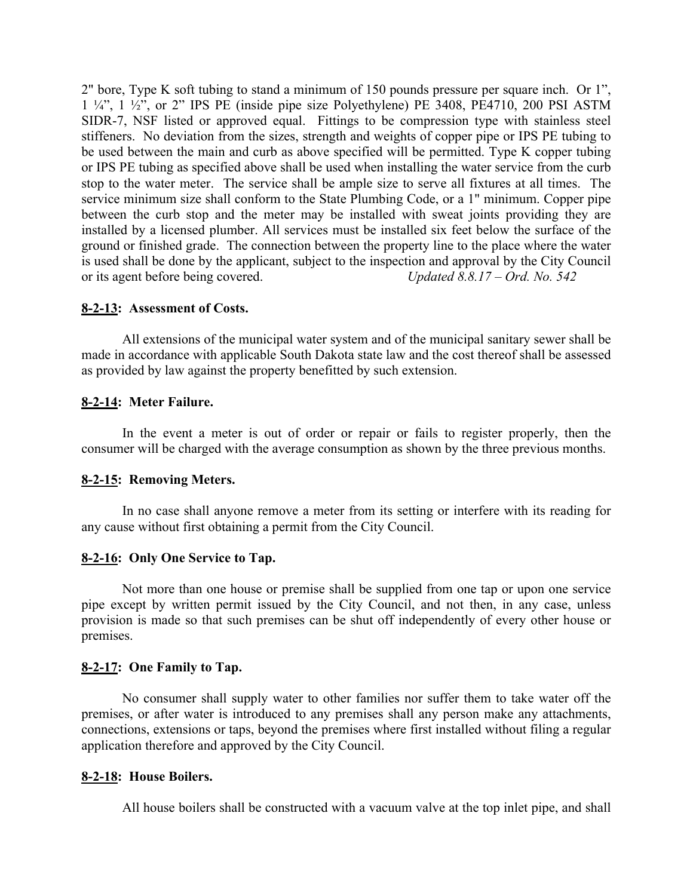2" bore, Type K soft tubing to stand a minimum of 150 pounds pressure per square inch. Or 1", 1 ¼", 1 ½", or 2" IPS PE (inside pipe size Polyethylene) PE 3408, PE4710, 200 PSI ASTM SIDR-7, NSF listed or approved equal. Fittings to be compression type with stainless steel stiffeners. No deviation from the sizes, strength and weights of copper pipe or IPS PE tubing to be used between the main and curb as above specified will be permitted. Type K copper tubing or IPS PE tubing as specified above shall be used when installing the water service from the curb stop to the water meter. The service shall be ample size to serve all fixtures at all times. The service minimum size shall conform to the State Plumbing Code, or a 1" minimum. Copper pipe between the curb stop and the meter may be installed with sweat joints providing they are installed by a licensed plumber. All services must be installed six feet below the surface of the ground or finished grade. The connection between the property line to the place where the water is used shall be done by the applicant, subject to the inspection and approval by the City Council or its agent before being covered. *Updated 8.8.17 – Ord. No. 542*

**8-2-13: Assessment of Costs.**

All extensions of the municipal water system and of the municipal sanitary sewer shall be made in accordance with applicable South Dakota state law and the cost thereof shall be assessed as provided by law against the property benefitted by such extension.

**8-2-14: Meter Failure.**

In the event a meter is out of order or repair or fails to register properly, then the consumer will be charged with the average consumption as shown by the three previous months.

**8-2-15: Removing Meters.**

In no case shall anyone remove a meter from its setting or interfere with its reading for any cause without first obtaining a permit from the City Council.

**8-2-16: Only One Service to Tap.**

Not more than one house or premise shall be supplied from one tap or upon one service pipe except by written permit issued by the City Council, and not then, in any case, unless provision is made so that such premises can be shut off independently of every other house or premises.

**8-2-17: One Family to Tap.**

No consumer shall supply water to other families nor suffer them to take water off the premises, or after water is introduced to any premises shall any person make any attachments, connections, extensions or taps, beyond the premises where first installed without filing a regular application therefore and approved by the City Council.

**8-2-18: House Boilers.**

All house boilers shall be constructed with a vacuum valve at the top inlet pipe, and shall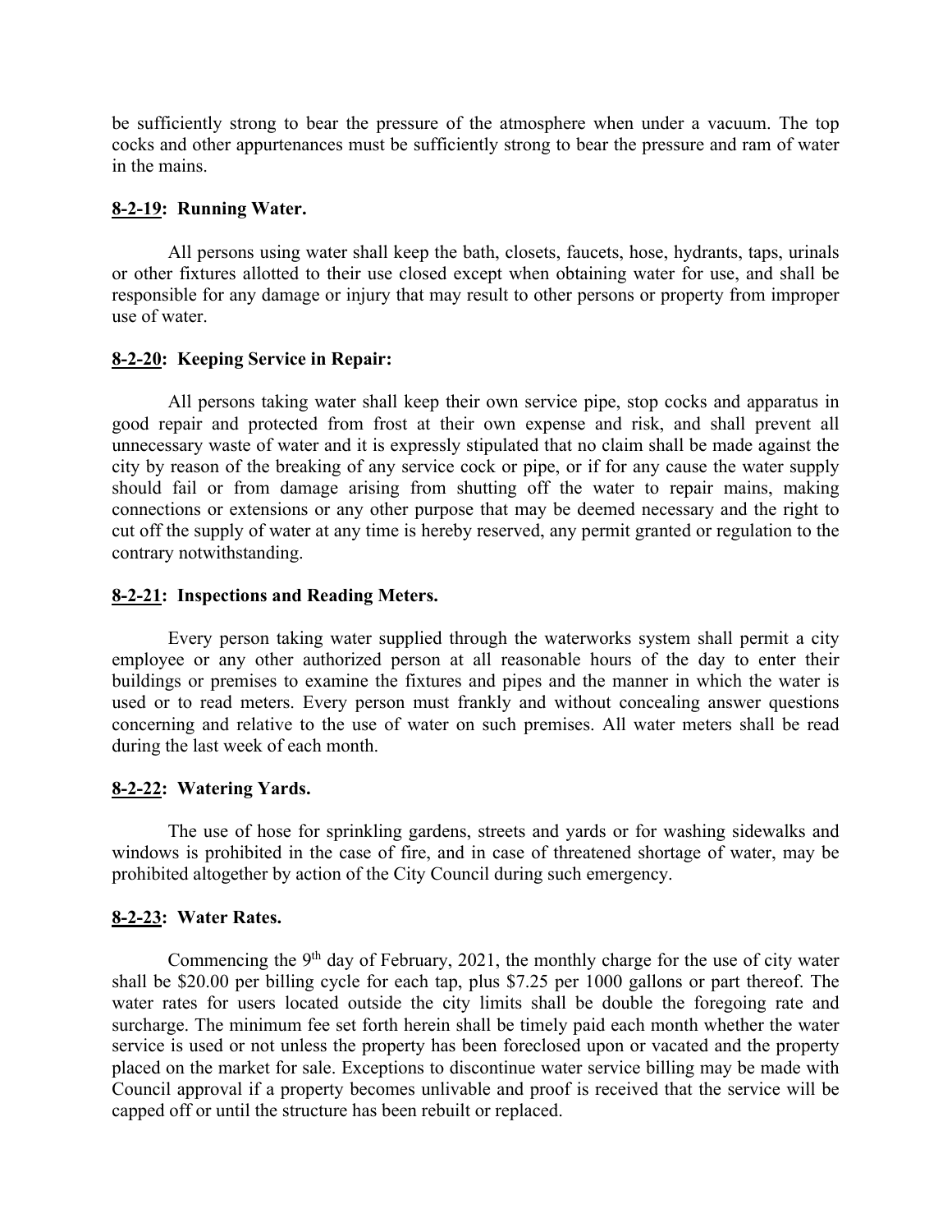be sufficiently strong to bear the pressure of the atmosphere when under a vacuum. The top cocks and other appurtenances must be sufficiently strong to bear the pressure and ram of water in the mains.

**8-2-19: Running Water.**

All persons using water shall keep the bath, closets, faucets, hose, hydrants, taps, urinals or other fixtures allotted to their use closed except when obtaining water for use, and shall be responsible for any damage or injury that may result to other persons or property from improper use of water.

**8-2-20: Keeping Service in Repair:**

All persons taking water shall keep their own service pipe, stop cocks and apparatus in good repair and protected from frost at their own expense and risk, and shall prevent all unnecessary waste of water and it is expressly stipulated that no claim shall be made against the city by reason of the breaking of any service cock or pipe, or if for any cause the water supply should fail or from damage arising from shutting off the water to repair mains, making connections or extensions or any other purpose that may be deemed necessary and the right to cut off the supply of water at any time is hereby reserved, any permit granted or regulation to the contrary notwithstanding.

**8-2-21: Inspections and Reading Meters.**

Every person taking water supplied through the waterworks system shall permit a city employee or any other authorized person at all reasonable hours of the day to enter their buildings or premises to examine the fixtures and pipes and the manner in which the water is used or to read meters. Every person must frankly and without concealing answer questions concerning and relative to the use of water on such premises. All water meters shall be read during the last week of each month.

**8-2-22: Watering Yards.**

The use of hose for sprinkling gardens, streets and yards or for washing sidewalks and windows is prohibited in the case of fire, and in case of threatened shortage of water, may be prohibited altogether by action of the City Council during such emergency.

**8-2-23: Water Rates.**

Commencing the 9th day of February, 2021, the monthly charge for the use of city water shall be $20.00 per billing cycle for each tap, plus $7.25 per 1000 gallons or part thereof. The water rates for users located outside the city limits shall be double the foregoing rate and surcharge. The minimum fee set forth herein shall be timely paid each month whether the water service is used or not unless the property has been foreclosed upon or vacated and the property placed on the market for sale. Exceptions to discontinue water service billing may be made with Council approval if a property becomes unlivable and proof is received that the service will be capped off or until the structure has been rebuilt or replaced.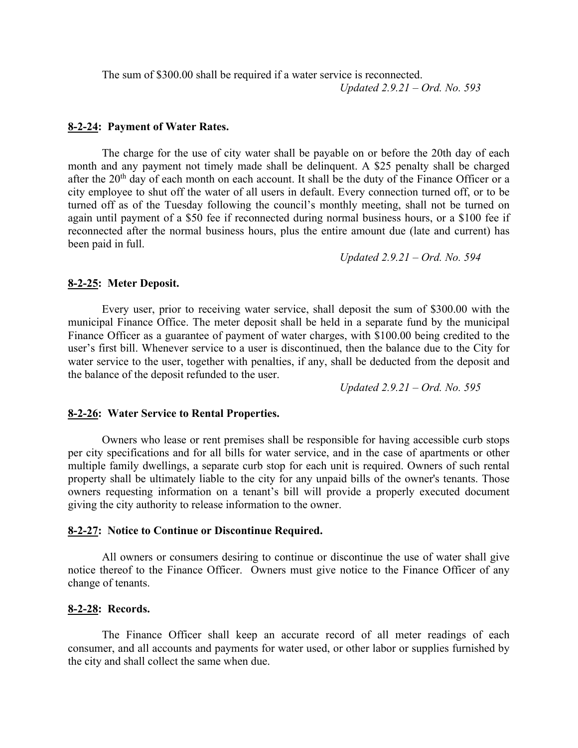The sum of $300.00 shall be required if a water service is reconnected.

*Updated 2.9.21 – Ord. No. 593*

**8-2-24: Payment of Water Rates.**

The charge for the use of city water shall be payable on or before the 20th day of each month and any payment not timely made shall be delinquent. A $25 penalty shall be charged after the 20th day of each month on each account. It shall be the duty of the Finance Officer or a city employee to shut off the water of all users in default. Every connection turned off, or to be turned off as of the Tuesday following the council's monthly meeting, shall not be turned on again until payment of a $50 fee if reconnected during normal business hours, or a $100 fee if reconnected after the normal business hours, plus the entire amount due (late and current) has been paid in full.

*Updated 2.9.21 – Ord. No. 594*

**8-2-25: Meter Deposit.**

Every user, prior to receiving water service, shall deposit the sum of $300.00 with the municipal Finance Office. The meter deposit shall be held in a separate fund by the municipal Finance Officer as a guarantee of payment of water charges, with $100.00 being credited to the user's first bill. Whenever service to a user is discontinued, then the balance due to the City for water service to the user, together with penalties, if any, shall be deducted from the deposit and the balance of the deposit refunded to the user.

*Updated 2.9.21 – Ord. No. 595*

**8-2-26: Water Service to Rental Properties.**

Owners who lease or rent premises shall be responsible for having accessible curb stops per city specifications and for all bills for water service, and in the case of apartments or other multiple family dwellings, a separate curb stop for each unit is required. Owners of such rental property shall be ultimately liable to the city for any unpaid bills of the owner's tenants. Those owners requesting information on a tenant's bill will provide a properly executed document giving the city authority to release information to the owner.

**8-2-27: Notice to Continue or Discontinue Required.**

All owners or consumers desiring to continue or discontinue the use of water shall give notice thereof to the Finance Officer. Owners must give notice to the Finance Officer of any change of tenants.

**8-2-28: Records.**

The Finance Officer shall keep an accurate record of all meter readings of each consumer, and all accounts and payments for water used, or other labor or supplies furnished by the city and shall collect the same when due.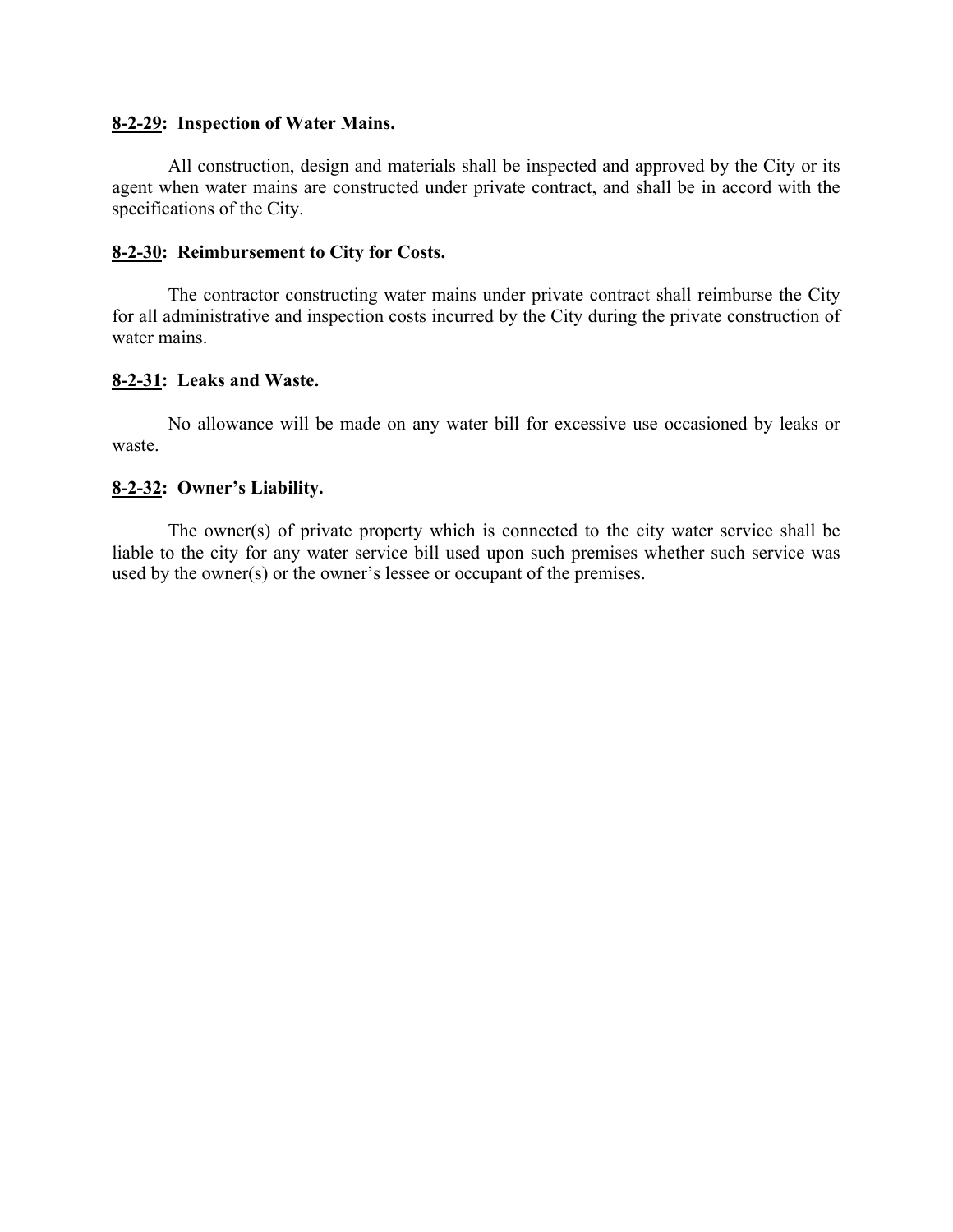**8-2-29: Inspection of Water Mains.**

All construction, design and materials shall be inspected and approved by the City or its agent when water mains are constructed under private contract, and shall be in accord with the specifications of the City.

**8-2-30: Reimbursement to City for Costs.**

The contractor constructing water mains under private contract shall reimburse the City for all administrative and inspection costs incurred by the City during the private construction of water mains.

**8-2-31: Leaks and Waste.**

No allowance will be made on any water bill for excessive use occasioned by leaks or waste.

**8-2-32: Owner's Liability.**

The owner(s) of private property which is connected to the city water service shall be liable to the city for any water service bill used upon such premises whether such service was used by the owner(s) or the owner's lessee or occupant of the premises.